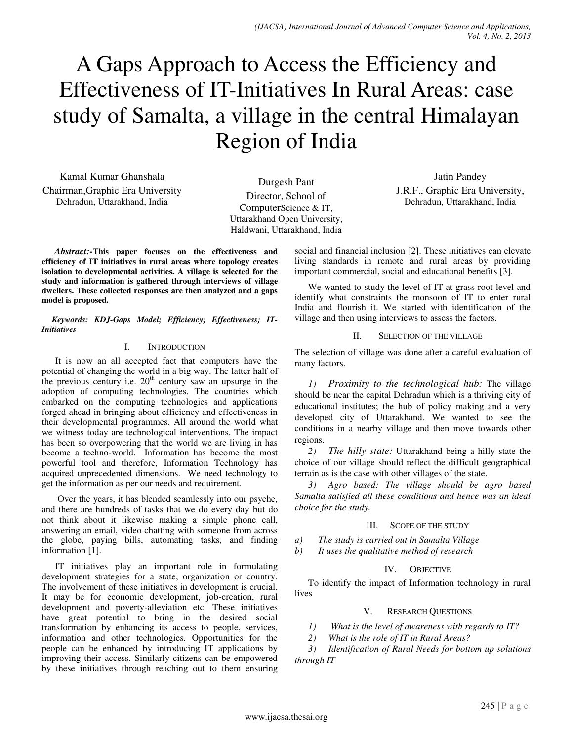// A Gaps Approach to Access the Efficiency and Effectiveness of IT-Initiatives In Rural Areas: case study of Samalta, a village in the central Himalayan Region of India

Kamal Kumar Ghanshala
Chairman,Graphic Era University
Dehradun, Uttarakhand, India

Durgesh Pant
Director, School of ComputerScience & IT,
Uttarakhand Open University,
Haldwani, Uttarakhand, India

Jatin Pandey
J.R.F., Graphic Era University,
Dehradun, Uttarakhand, India

***Abstract:*-This paper focuses on the effectiveness and efficiency of IT initiatives in rural areas where topology creates isolation to developmental activities. A village is selected for the study and information is gathered through interviews of village dwellers. These collected responses are then analyzed and a gaps model is proposed.**

***Keywords: KDJ-Gaps Model; Efficiency; Effectiveness; IT-Initiatives***

## I. Introduction

It is now an all accepted fact that computers have the potential of changing the world in a big way. The latter half of the previous century i.e. 20th century saw an upsurge in the adoption of computing technologies. The countries which embarked on the computing technologies and applications forged ahead in bringing about efficiency and effectiveness in their developmental programmes. All around the world what we witness today are technological interventions. The impact has been so overpowering that the world we are living in has become a techno-world. Information has become the most powerful tool and therefore, Information Technology has acquired unprecedented dimensions. We need technology to get the information as per our needs and requirement.

Over the years, it has blended seamlessly into our psyche, and there are hundreds of tasks that we do every day but do not think about it likewise making a simple phone call, answering an email, video chatting with someone from across the globe, paying bills, automating tasks, and finding information [1].

IT initiatives play an important role in formulating development strategies for a state, organization or country. The involvement of these initiatives in development is crucial. It may be for economic development, job-creation, rural development and poverty-alleviation etc. These initiatives have great potential to bring in the desired social transformation by enhancing its access to people, services, information and other technologies. Opportunities for the people can be enhanced by introducing IT applications by improving their access. Similarly citizens can be empowered by these initiatives through reaching out to them ensuring social and financial inclusion [2]. These initiatives can elevate living standards in remote and rural areas by providing important commercial, social and educational benefits [3].

We wanted to study the level of IT at grass root level and identify what constraints the monsoon of IT to enter rural India and flourish it. We started with identification of the village and then using interviews to assess the factors.

## II. Selection of the Village

The selection of village was done after a careful evaluation of many factors.

1) *Proximity to the technological hub:* The village should be near the capital Dehradun which is a thriving city of educational institutes; the hub of policy making and a very developed city of Uttarakhand. We wanted to see the conditions in a nearby village and then move towards other regions.

2) *The hilly state:* Uttarakhand being a hilly state the choice of our village should reflect the difficult geographical terrain as is the case with other villages of the state.

3) *Agro based: The village should be agro based Samalta satisfied all these conditions and hence was an ideal choice for the study.*

## III. Scope of the Study

a) *The study is carried out in Samalta Village*

b) *It uses the qualitative method of research*

## IV. Objective

To identify the impact of Information technology in rural lives

## V. Research Questions

1) *What is the level of awareness with regards to IT?*

2) *What is the role of IT in Rural Areas?*

3) *Identification of Rural Needs for bottom up solutions through IT*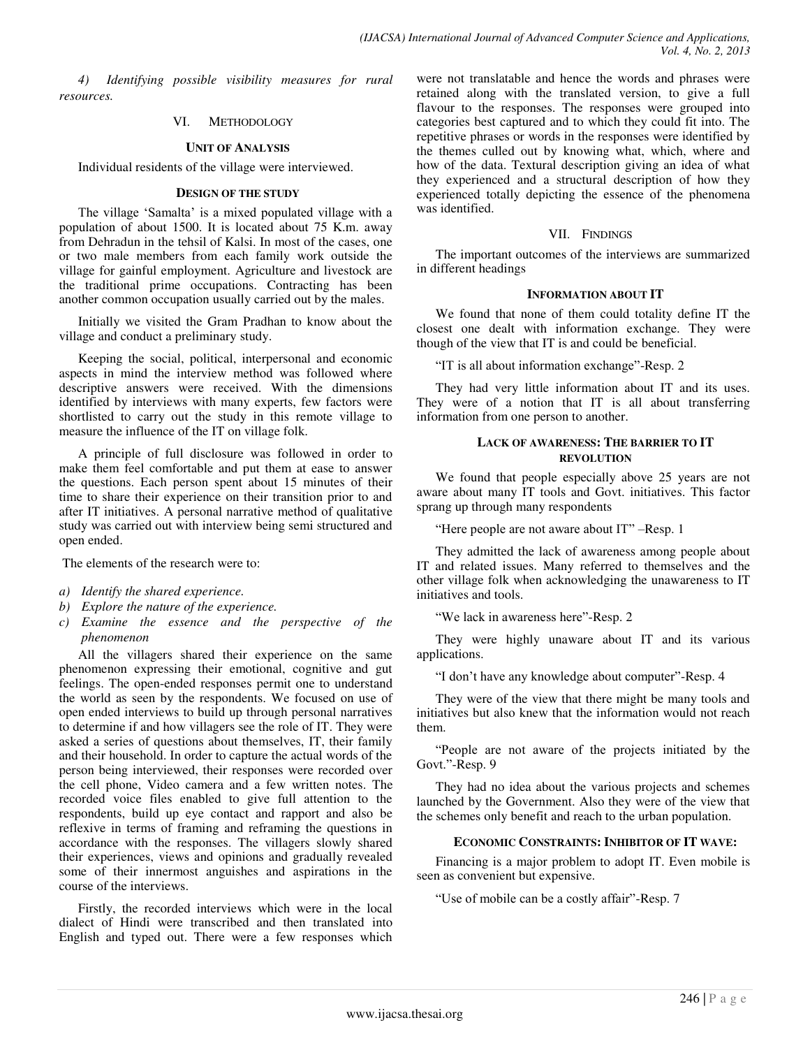*4) Identifying possible visibility measures for rural resources.*

## VI. Methodology

### Unit of Analysis

Individual residents of the village were interviewed.

### Design of the Study

The village 'Samalta' is a mixed populated village with a population of about 1500. It is located about 75 K.m. away from Dehradun in the tehsil of Kalsi. In most of the cases, one or two male members from each family work outside the village for gainful employment. Agriculture and livestock are the traditional prime occupations. Contracting has been another common occupation usually carried out by the males.

Initially we visited the Gram Pradhan to know about the village and conduct a preliminary study.

Keeping the social, political, interpersonal and economic aspects in mind the interview method was followed where descriptive answers were received. With the dimensions identified by interviews with many experts, few factors were shortlisted to carry out the study in this remote village to measure the influence of the IT on village folk.

A principle of full disclosure was followed in order to make them feel comfortable and put them at ease to answer the questions. Each person spent about 15 minutes of their time to share their experience on their transition prior to and after IT initiatives. A personal narrative method of qualitative study was carried out with interview being semi structured and open ended.

The elements of the research were to:

*a) Identify the shared experience.*

*b) Explore the nature of the experience.*

*c) Examine the essence and the perspective of the phenomenon*

All the villagers shared their experience on the same phenomenon expressing their emotional, cognitive and gut feelings. The open-ended responses permit one to understand the world as seen by the respondents. We focused on use of open ended interviews to build up through personal narratives to determine if and how villagers see the role of IT. They were asked a series of questions about themselves, IT, their family and their household. In order to capture the actual words of the person being interviewed, their responses were recorded over the cell phone, Video camera and a few written notes. The recorded voice files enabled to give full attention to the respondents, build up eye contact and rapport and also be reflexive in terms of framing and reframing the questions in accordance with the responses. The villagers slowly shared their experiences, views and opinions and gradually revealed some of their innermost anguishes and aspirations in the course of the interviews.

Firstly, the recorded interviews which were in the local dialect of Hindi were transcribed and then translated into English and typed out. There were a few responses which were not translatable and hence the words and phrases were retained along with the translated version, to give a full flavour to the responses. The responses were grouped into categories best captured and to which they could fit into. The repetitive phrases or words in the responses were identified by the themes culled out by knowing what, which, where and how of the data. Textural description giving an idea of what they experienced and a structural description of how they experienced totally depicting the essence of the phenomena was identified.

## VII. Findings

The important outcomes of the interviews are summarized in different headings

### Information about IT

We found that none of them could totality define IT the closest one dealt with information exchange. They were though of the view that IT is and could be beneficial.

"IT is all about information exchange"-Resp. 2

They had very little information about IT and its uses. They were of a notion that IT is all about transferring information from one person to another.

### Lack of awareness: The barrier to IT revolution

We found that people especially above 25 years are not aware about many IT tools and Govt. initiatives. This factor sprang up through many respondents

"Here people are not aware about IT" –Resp. 1

They admitted the lack of awareness among people about IT and related issues. Many referred to themselves and the other village folk when acknowledging the unawareness to IT initiatives and tools.

"We lack in awareness here"-Resp. 2

They were highly unaware about IT and its various applications.

"I don't have any knowledge about computer"-Resp. 4

They were of the view that there might be many tools and initiatives but also knew that the information would not reach them.

"People are not aware of the projects initiated by the Govt."-Resp. 9

They had no idea about the various projects and schemes launched by the Government. Also they were of the view that the schemes only benefit and reach to the urban population.

### Economic Constraints: Inhibitor of IT wave:

Financing is a major problem to adopt IT. Even mobile is seen as convenient but expensive.

"Use of mobile can be a costly affair"-Resp. 7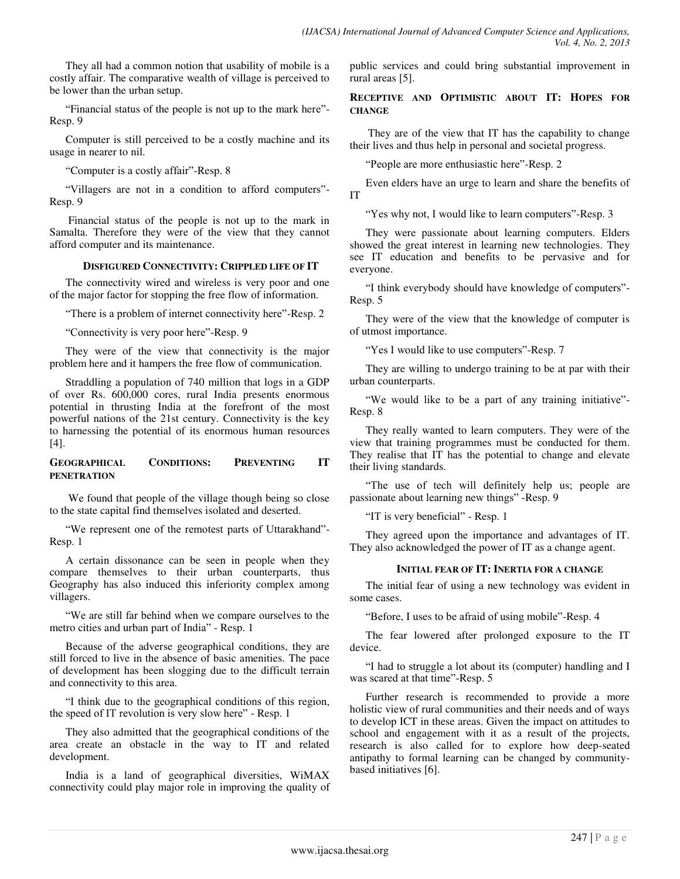They all had a common notion that usability of mobile is a costly affair. The comparative wealth of village is perceived to be lower than the urban setup.

"Financial status of the people is not up to the mark here"-Resp. 9

Computer is still perceived to be a costly machine and its usage in nearer to nil.

"Computer is a costly affair"-Resp. 8

"Villagers are not in a condition to afford computers"-Resp. 9

Financial status of the people is not up to the mark in Samalta. Therefore they were of the view that they cannot afford computer and its maintenance.

#### DISFIGURED CONNECTIVITY: CRIPPLED LIFE OF IT

The connectivity wired and wireless is very poor and one of the major factor for stopping the free flow of information.

"There is a problem of internet connectivity here"-Resp. 2

"Connectivity is very poor here"-Resp. 9

They were of the view that connectivity is the major problem here and it hampers the free flow of communication.

Straddling a population of 740 million that logs in a GDP of over Rs. 600,000 cores, rural India presents enormous potential in thrusting India at the forefront of the most powerful nations of the 21st century. Connectivity is the key to harnessing the potential of its enormous human resources [4].

#### GEOGRAPHICAL CONDITIONS: PREVENTING IT PENETRATION

We found that people of the village though being so close to the state capital find themselves isolated and deserted.

"We represent one of the remotest parts of Uttarakhand"-Resp. 1

A certain dissonance can be seen in people when they compare themselves to their urban counterparts, thus Geography has also induced this inferiority complex among villagers.

"We are still far behind when we compare ourselves to the metro cities and urban part of India" - Resp. 1

Because of the adverse geographical conditions, they are still forced to live in the absence of basic amenities. The pace of development has been slogging due to the difficult terrain and connectivity to this area.

"I think due to the geographical conditions of this region, the speed of IT revolution is very slow here" - Resp. 1

They also admitted that the geographical conditions of the area create an obstacle in the way to IT and related development.

India is a land of geographical diversities, WiMAX connectivity could play major role in improving the quality of public services and could bring substantial improvement in rural areas [5].

#### RECEPTIVE AND OPTIMISTIC ABOUT IT: HOPES FOR CHANGE

They are of the view that IT has the capability to change their lives and thus help in personal and societal progress.

"People are more enthusiastic here"-Resp. 2

Even elders have an urge to learn and share the benefits of IT

"Yes why not, I would like to learn computers"-Resp. 3

They were passionate about learning computers. Elders showed the great interest in learning new technologies. They see IT education and benefits to be pervasive and for everyone.

"I think everybody should have knowledge of computers"-Resp. 5

They were of the view that the knowledge of computer is of utmost importance.

"Yes I would like to use computers"-Resp. 7

They are willing to undergo training to be at par with their urban counterparts.

"We would like to be a part of any training initiative"-Resp. 8

They really wanted to learn computers. They were of the view that training programmes must be conducted for them. They realise that IT has the potential to change and elevate their living standards.

"The use of tech will definitely help us; people are passionate about learning new things" -Resp. 9

"IT is very beneficial" - Resp. 1

They agreed upon the importance and advantages of IT. They also acknowledged the power of IT as a change agent.

#### INITIAL FEAR OF IT: INERTIA FOR A CHANGE

The initial fear of using a new technology was evident in some cases.

"Before, I uses to be afraid of using mobile"-Resp. 4

The fear lowered after prolonged exposure to the IT device.

"I had to struggle a lot about its (computer) handling and I was scared at that time"-Resp. 5

Further research is recommended to provide a more holistic view of rural communities and their needs and of ways to develop ICT in these areas. Given the impact on attitudes to school and engagement with it as a result of the projects, research is also called for to explore how deep-seated antipathy to formal learning can be changed by community-based initiatives [6].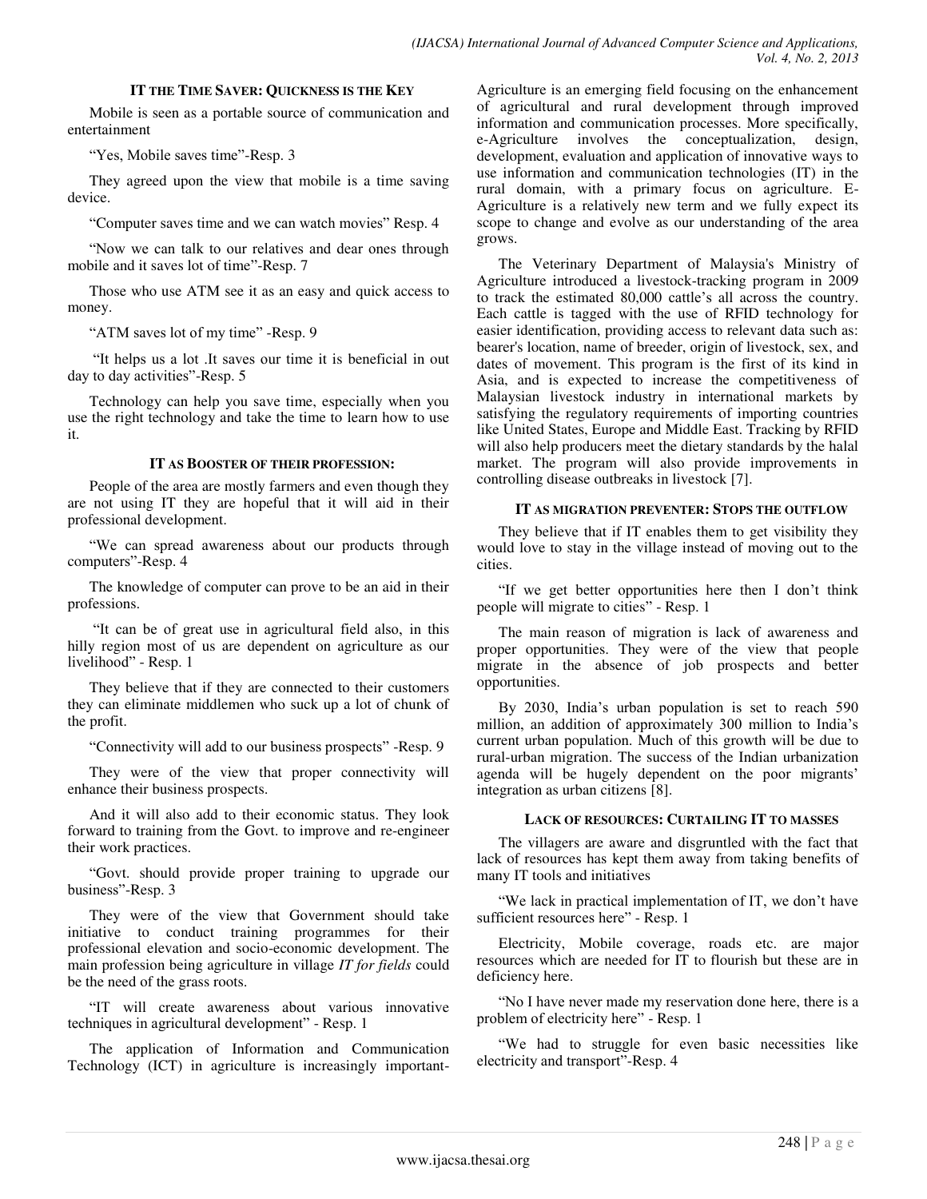### IT THE TIME SAVER: QUICKNESS IS THE KEY

Mobile is seen as a portable source of communication and entertainment

"Yes, Mobile saves time"-Resp. 3

They agreed upon the view that mobile is a time saving device.

"Computer saves time and we can watch movies" Resp. 4

"Now we can talk to our relatives and dear ones through mobile and it saves lot of time"-Resp. 7

Those who use ATM see it as an easy and quick access to money.

"ATM saves lot of my time" -Resp. 9

"It helps us a lot .It saves our time it is beneficial in out day to day activities"-Resp. 5

Technology can help you save time, especially when you use the right technology and take the time to learn how to use it.

### IT AS BOOSTER OF THEIR PROFESSION:

People of the area are mostly farmers and even though they are not using IT they are hopeful that it will aid in their professional development.

"We can spread awareness about our products through computers"-Resp. 4

The knowledge of computer can prove to be an aid in their professions.

"It can be of great use in agricultural field also, in this hilly region most of us are dependent on agriculture as our livelihood" - Resp. 1

They believe that if they are connected to their customers they can eliminate middlemen who suck up a lot of chunk of the profit.

"Connectivity will add to our business prospects" -Resp. 9

They were of the view that proper connectivity will enhance their business prospects.

And it will also add to their economic status. They look forward to training from the Govt. to improve and re-engineer their work practices.

"Govt. should provide proper training to upgrade our business"-Resp. 3

They were of the view that Government should take initiative to conduct training programmes for their professional elevation and socio-economic development. The main profession being agriculture in village *IT for fields* could be the need of the grass roots.

"IT will create awareness about various innovative techniques in agricultural development" - Resp. 1

The application of Information and Communication Technology (ICT) in agriculture is increasingly important-Agriculture is an emerging field focusing on the enhancement of agricultural and rural development through improved information and communication processes. More specifically, e-Agriculture involves the conceptualization, design, development, evaluation and application of innovative ways to use information and communication technologies (IT) in the rural domain, with a primary focus on agriculture. E-Agriculture is a relatively new term and we fully expect its scope to change and evolve as our understanding of the area grows.

The Veterinary Department of Malaysia's Ministry of Agriculture introduced a livestock-tracking program in 2009 to track the estimated 80,000 cattle's all across the country. Each cattle is tagged with the use of RFID technology for easier identification, providing access to relevant data such as: bearer's location, name of breeder, origin of livestock, sex, and dates of movement. This program is the first of its kind in Asia, and is expected to increase the competitiveness of Malaysian livestock industry in international markets by satisfying the regulatory requirements of importing countries like United States, Europe and Middle East. Tracking by RFID will also help producers meet the dietary standards by the halal market. The program will also provide improvements in controlling disease outbreaks in livestock [7].

### IT AS MIGRATION PREVENTER: STOPS THE OUTFLOW

They believe that if IT enables them to get visibility they would love to stay in the village instead of moving out to the cities.

"If we get better opportunities here then I don't think people will migrate to cities" - Resp. 1

The main reason of migration is lack of awareness and proper opportunities. They were of the view that people migrate in the absence of job prospects and better opportunities.

By 2030, India's urban population is set to reach 590 million, an addition of approximately 300 million to India's current urban population. Much of this growth will be due to rural-urban migration. The success of the Indian urbanization agenda will be hugely dependent on the poor migrants' integration as urban citizens [8].

### LACK OF RESOURCES: CURTAILING IT TO MASSES

The villagers are aware and disgruntled with the fact that lack of resources has kept them away from taking benefits of many IT tools and initiatives

"We lack in practical implementation of IT, we don't have sufficient resources here" - Resp. 1

Electricity, Mobile coverage, roads etc. are major resources which are needed for IT to flourish but these are in deficiency here.

"No I have never made my reservation done here, there is a problem of electricity here" - Resp. 1

"We had to struggle for even basic necessities like electricity and transport"-Resp. 4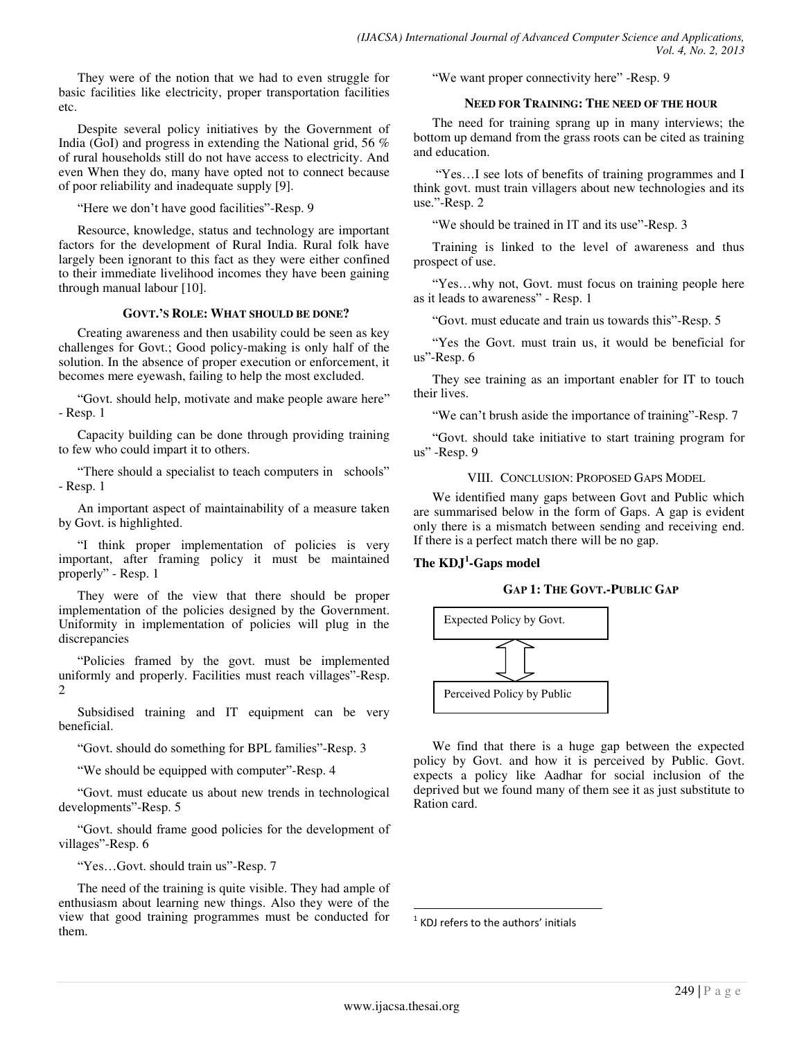They were of the notion that we had to even struggle for basic facilities like electricity, proper transportation facilities etc.

Despite several policy initiatives by the Government of India (GoI) and progress in extending the National grid, 56 % of rural households still do not have access to electricity. And even When they do, many have opted not to connect because of poor reliability and inadequate supply [9].

"Here we don't have good facilities"-Resp. 9

Resource, knowledge, status and technology are important factors for the development of Rural India. Rural folk have largely been ignorant to this fact as they were either confined to their immediate livelihood incomes they have been gaining through manual labour [10].

### GOVT.'S ROLE: WHAT SHOULD BE DONE?

Creating awareness and then usability could be seen as key challenges for Govt.; Good policy-making is only half of the solution. In the absence of proper execution or enforcement, it becomes mere eyewash, failing to help the most excluded.

"Govt. should help, motivate and make people aware here" - Resp. 1

Capacity building can be done through providing training to few who could impart it to others.

"There should a specialist to teach computers in schools" - Resp. 1

An important aspect of maintainability of a measure taken by Govt. is highlighted.

"I think proper implementation of policies is very important, after framing policy it must be maintained properly" - Resp. 1

They were of the view that there should be proper implementation of the policies designed by the Government. Uniformity in implementation of policies will plug in the discrepancies

"Policies framed by the govt. must be implemented uniformly and properly. Facilities must reach villages"-Resp. 2

Subsidised training and IT equipment can be very beneficial.

"Govt. should do something for BPL families"-Resp. 3

"We should be equipped with computer"-Resp. 4

"Govt. must educate us about new trends in technological developments"-Resp. 5

"Govt. should frame good policies for the development of villages"-Resp. 6

"Yes…Govt. should train us"-Resp. 7

The need of the training is quite visible. They had ample of enthusiasm about learning new things. Also they were of the view that good training programmes must be conducted for them.

"We want proper connectivity here" -Resp. 9

### NEED FOR TRAINING: THE NEED OF THE HOUR

The need for training sprang up in many interviews; the bottom up demand from the grass roots can be cited as training and education.

"Yes…I see lots of benefits of training programmes and I think govt. must train villagers about new technologies and its use."-Resp. 2

"We should be trained in IT and its use"-Resp. 3

Training is linked to the level of awareness and thus prospect of use.

"Yes…why not, Govt. must focus on training people here as it leads to awareness" - Resp. 1

"Govt. must educate and train us towards this"-Resp. 5

"Yes the Govt. must train us, it would be beneficial for us"-Resp. 6

They see training as an important enabler for IT to touch their lives.

"We can't brush aside the importance of training"-Resp. 7

"Govt. should take initiative to start training program for us" -Resp. 9

## VIII. CONCLUSION: PROPOSED GAPS MODEL

We identified many gaps between Govt and Public which are summarised below in the form of Gaps. A gap is evident only there is a mismatch between sending and receiving end. If there is a perfect match there will be no gap.

**The KDJ[1]-Gaps model**

### GAP 1: THE GOVT.-PUBLIC GAP

Expected Policy by Govt.

⇕

Perceived Policy by Public

We find that there is a huge gap between the expected policy by Govt. and how it is perceived by Public. Govt. expects a policy like Aadhar for social inclusion of the deprived but we found many of them see it as just substitute to Ration card.

[1] KDJ refers to the authors' initials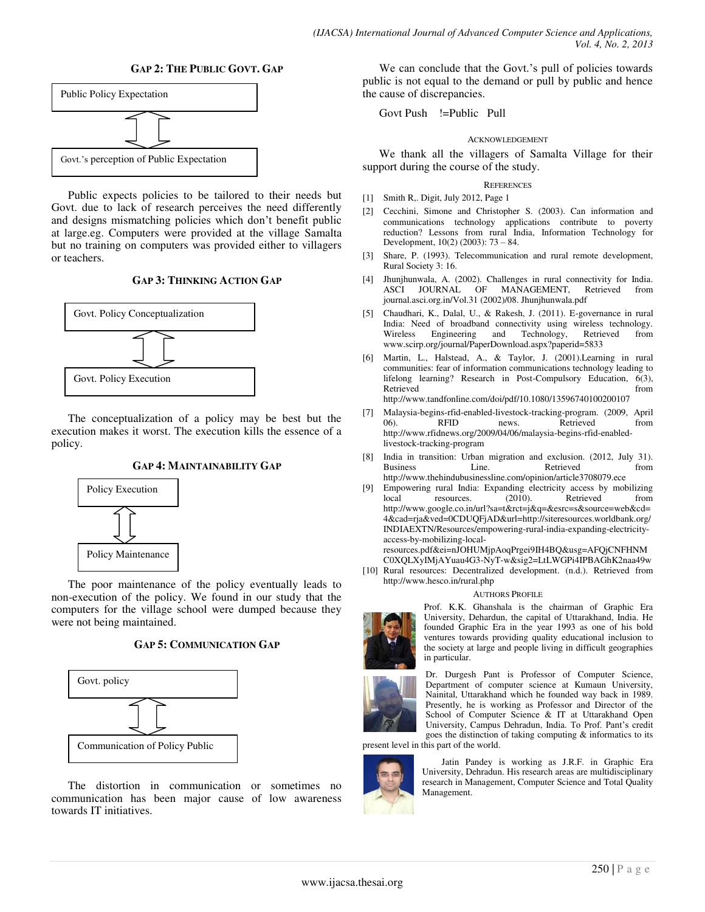### GAP 2: THE PUBLIC GOVT. GAP

Public Policy Expectation

Govt.'s perception of Public Expectation

Public expects policies to be tailored to their needs but Govt. due to lack of research perceives the need differently and designs mismatching policies which don't benefit public at large.eg. Computers were provided at the village Samalta but no training on computers was provided either to villagers or teachers.

### GAP 3: THINKING ACTION GAP

Govt. Policy Conceptualization

Govt. Policy Execution

The conceptualization of a policy may be best but the execution makes it worst. The execution kills the essence of a policy.

### GAP 4: MAINTAINABILITY GAP

Policy Execution

Policy Maintenance

The poor maintenance of the policy eventually leads to non-execution of the policy. We found in our study that the computers for the village school were dumped because they were not being maintained.

### GAP 5: COMMUNICATION GAP

Govt. policy

Communication of Policy Public

The distortion in communication or sometimes no communication has been major cause of low awareness towards IT initiatives.

We can conclude that the Govt.'s pull of policies towards public is not equal to the demand or pull by public and hence the cause of discrepancies.

Govt Push !=Public Pull

## ACKNOWLEDGEMENT

We thank all the villagers of Samalta Village for their support during the course of the study.

## REFERENCES

[1] Smith R,. Digit, July 2012, Page 1

[2] Cecchini, Simone and Christopher S. (2003). Can information and communications technology applications contribute to poverty reduction? Lessons from rural India, Information Technology for Development, 10(2) (2003): 73 – 84.

[3] Share, P. (1993). Telecommunication and rural remote development, Rural Society 3: 16.

[4] Jhunjhunwala, A. (2002). Challenges in rural connectivity for India. ASCI JOURNAL OF MANAGEMENT, Retrieved from journal.asci.org.in/Vol.31 (2002)/08. Jhunjhunwala.pdf

[5] Chaudhari, K., Dalal, U., & Rakesh, J. (2011). E-governance in rural India: Need of broadband connectivity using wireless technology. Wireless Engineering and Technology, Retrieved from www.scirp.org/journal/PaperDownload.aspx?paperid=5833

[6] Martin, L., Halstead, A., & Taylor, J. (2001).Learning in rural communities: fear of information communications technology leading to lifelong learning? Research in Post-Compulsory Education, 6(3), Retrieved from http://www.tandfonline.com/doi/pdf/10.1080/13596740100200107

[7] Malaysia-begins-rfid-enabled-livestock-tracking-program. (2009, April 06). RFID news. Retrieved from http://www.rfidnews.org/2009/04/06/malaysia-begins-rfid-enabled-livestock-tracking-program

[8] India in transition: Urban migration and exclusion. (2012, July 31). Business Line. Retrieved from http://www.thehindubusinessline.com/opinion/article3708079.ece

[9] Empowering rural India: Expanding electricity access by mobilizing local resources. (2010). Retrieved from http://www.google.co.in/url?sa=t&rct=j&q=&esrc=s&source=web&cd=4&cad=rja&ved=0CDUQFjAD&url=http://siteresources.worldbank.org/INDIAEXTN/Resources/empowering-rural-india-expanding-electricity-access-by-mobilizing-local-resources.pdf&ei=nJOHUMjpAoqPrgei9IH4BQ&usg=AFQjCNFHNMC0XQLXyIMjAYuau4G3-NyT-w&sig2=LtLWGPi4IPBAGhK2naa49w

[10] Rural resources: Decentralized development. (n.d.). Retrieved from http://www.hesco.in/rural.php

## AUTHORS PROFILE

Prof. K.K. Ghanshala is the chairman of Graphic Era University, Dehardun, the capital of Uttarakhand, India. He founded Graphic Era in the year 1993 as one of his bold ventures towards providing quality educational inclusion to the society at large and people living in difficult geographies in particular.

Dr. Durgesh Pant is Professor of Computer Science, Department of computer science at Kumaun University, Nainital, Uttarakhand which he founded way back in 1989. Presently, he is working as Professor and Director of the School of Computer Science & IT at Uttarakhand Open University, Campus Dehradun, India. To Prof. Pant's credit goes the distinction of taking computing & informatics to its present level in this part of the world.

Jatin Pandey is working as J.R.F. in Graphic Era University, Dehradun. His research areas are multidisciplinary research in Management, Computer Science and Total Quality Management.